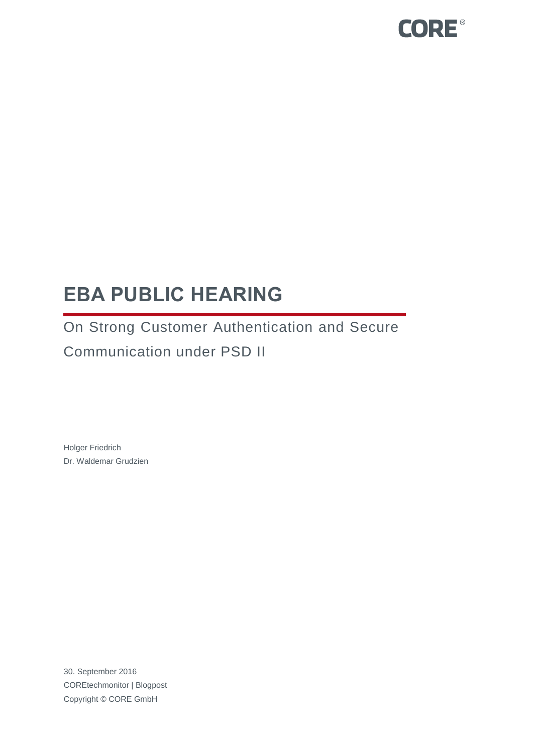CORE®

# EBA PUBLIC HEARING

On Strong Customer Authentication and Secure Communication under PSD II

Holger Friedrich
Dr. Waldemar Grudzien

30. September 2016
COREtechmonitor | Blogpost
Copyright © CORE GmbH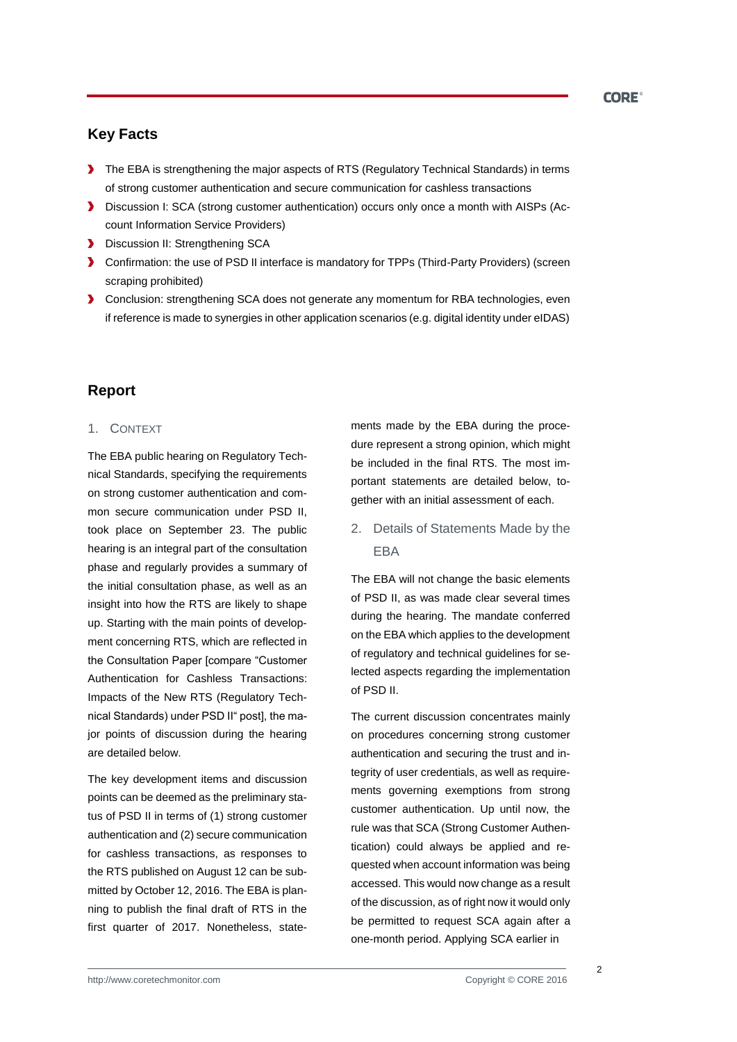## Key Facts

- The EBA is strengthening the major aspects of RTS (Regulatory Technical Standards) in terms of strong customer authentication and secure communication for cashless transactions
- Discussion I: SCA (strong customer authentication) occurs only once a month with AISPs (Account Information Service Providers)
- Discussion II: Strengthening SCA
- Confirmation: the use of PSD II interface is mandatory for TPPs (Third-Party Providers) (screen scraping prohibited)
- Conclusion: strengthening SCA does not generate any momentum for RBA technologies, even if reference is made to synergies in other application scenarios (e.g. digital identity under eIDAS)

## Report

### 1. Context

The EBA public hearing on Regulatory Technical Standards, specifying the requirements on strong customer authentication and common secure communication under PSD II, took place on September 23. The public hearing is an integral part of the consultation phase and regularly provides a summary of the initial consultation phase, as well as an insight into how the RTS are likely to shape up. Starting with the main points of development concerning RTS, which are reflected in the Consultation Paper [compare "Customer Authentication for Cashless Transactions: Impacts of the New RTS (Regulatory Technical Standards) under PSD II" post], the major points of discussion during the hearing are detailed below.

The key development items and discussion points can be deemed as the preliminary status of PSD II in terms of (1) strong customer authentication and (2) secure communication for cashless transactions, as responses to the RTS published on August 12 can be submitted by October 12, 2016. The EBA is planning to publish the final draft of RTS in the first quarter of 2017. Nonetheless, statements made by the EBA during the procedure represent a strong opinion, which might be included in the final RTS. The most important statements are detailed below, together with an initial assessment of each.

### 2. Details of Statements Made by the EBA

The EBA will not change the basic elements of PSD II, as was made clear several times during the hearing. The mandate conferred on the EBA which applies to the development of regulatory and technical guidelines for selected aspects regarding the implementation of PSD II.

The current discussion concentrates mainly on procedures concerning strong customer authentication and securing the trust and integrity of user credentials, as well as requirements governing exemptions from strong customer authentication. Up until now, the rule was that SCA (Strong Customer Authentication) could always be applied and requested when account information was being accessed. This would now change as a result of the discussion, as of right now it would only be permitted to request SCA again after a one-month period. Applying SCA earlier in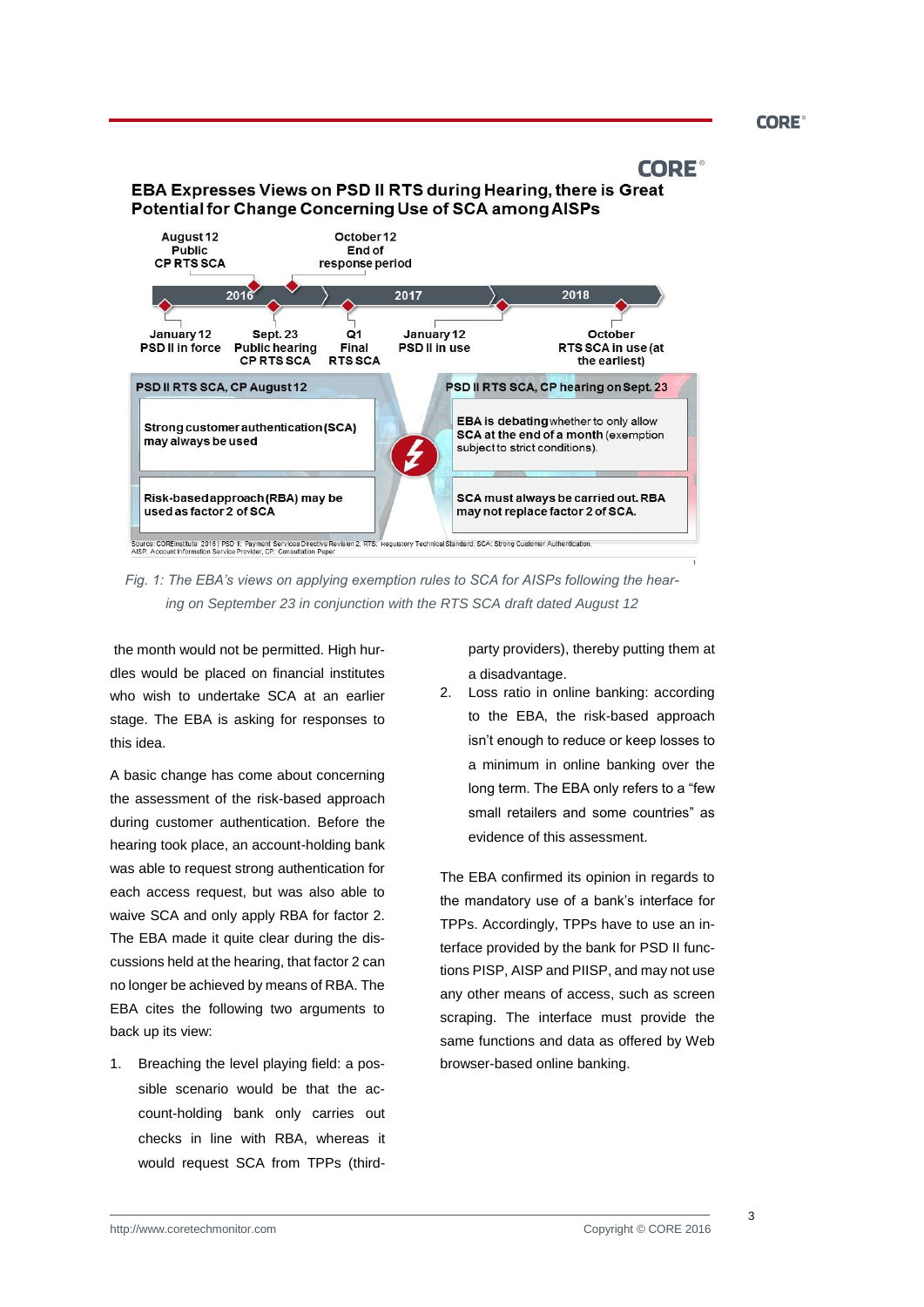## EBA Expresses Views on PSD II RTS during Hearing, there is Great Potential for Change Concerning Use of SCA among AISPs

August 12 Public CP RTS SCA — October 12 End of response period — 2016 — 2017 — 2018 — January 12 PSD II in force — Sept. 23 Public hearing CP RTS SCA — Q1 Final RTS SCA — January 12 PSD II in use — October RTS SCA in use (at the earliest)

| PSD II RTS SCA, CP August 12 | PSD II RTS SCA, CP hearing on Sept. 23 |
|---|---|
| **Strong customer authentication (SCA) may always be used** | **EBA is debating** whether to only allow **SCA at the end of a month** (exemption subject to strict conditions). |
| **Risk-based approach (RBA) may be used as factor 2 of SCA** | **SCA must always be carried out. RBA may not replace factor 2 of SCA.** |

Source: COREinstitute 2016 | PSD II: Payment Services Directive Revision 2, RTS: Regulatory Technical Standard, SCA: Strong Customer Authentication, AISP: Account Information Service Provider, CP: Consultation Paper

*Fig. 1: The EBA's views on applying exemption rules to SCA for AISPs following the hearing on September 23 in conjunction with the RTS SCA draft dated August 12*

the month would not be permitted. High hurdles would be placed on financial institutes who wish to undertake SCA at an earlier stage. The EBA is asking for responses to this idea.

A basic change has come about concerning the assessment of the risk-based approach during customer authentication. Before the hearing took place, an account-holding bank was able to request strong authentication for each access request, but was also able to waive SCA and only apply RBA for factor 2. The EBA made it quite clear during the discussions held at the hearing, that factor 2 can no longer be achieved by means of RBA. The EBA cites the following two arguments to back up its view:

1. Breaching the level playing field: a possible scenario would be that the account-holding bank only carries out checks in line with RBA, whereas it would request SCA from TPPs (third-party providers), thereby putting them at a disadvantage.
2. Loss ratio in online banking: according to the EBA, the risk-based approach isn't enough to reduce or keep losses to a minimum in online banking over the long term. The EBA only refers to a "few small retailers and some countries" as evidence of this assessment.

The EBA confirmed its opinion in regards to the mandatory use of a bank's interface for TPPs. Accordingly, TPPs have to use an interface provided by the bank for PSD II functions PISP, AISP and PIISP, and may not use any other means of access, such as screen scraping. The interface must provide the same functions and data as offered by Web browser-based online banking.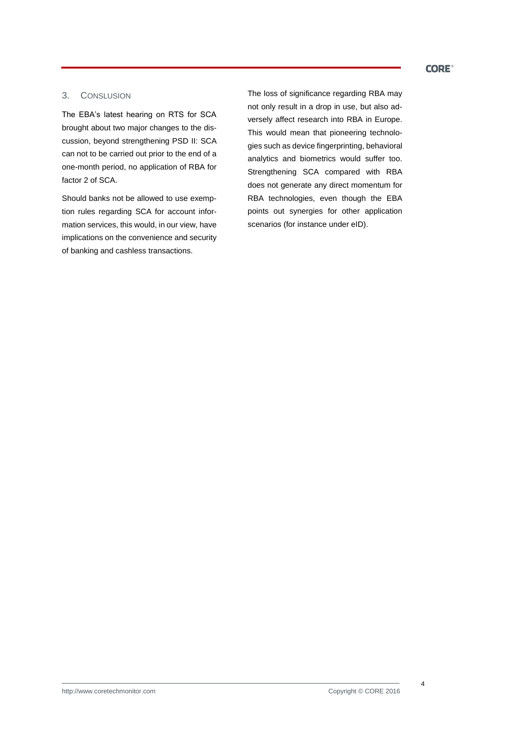## 3. Conslusion

The EBA's latest hearing on RTS for SCA brought about two major changes to the discussion, beyond strengthening PSD II: SCA can not to be carried out prior to the end of a one-month period, no application of RBA for factor 2 of SCA.

Should banks not be allowed to use exemption rules regarding SCA for account information services, this would, in our view, have implications on the convenience and security of banking and cashless transactions.

The loss of significance regarding RBA may not only result in a drop in use, but also adversely affect research into RBA in Europe. This would mean that pioneering technologies such as device fingerprinting, behavioral analytics and biometrics would suffer too. Strengthening SCA compared with RBA does not generate any direct momentum for RBA technologies, even though the EBA points out synergies for other application scenarios (for instance under eID).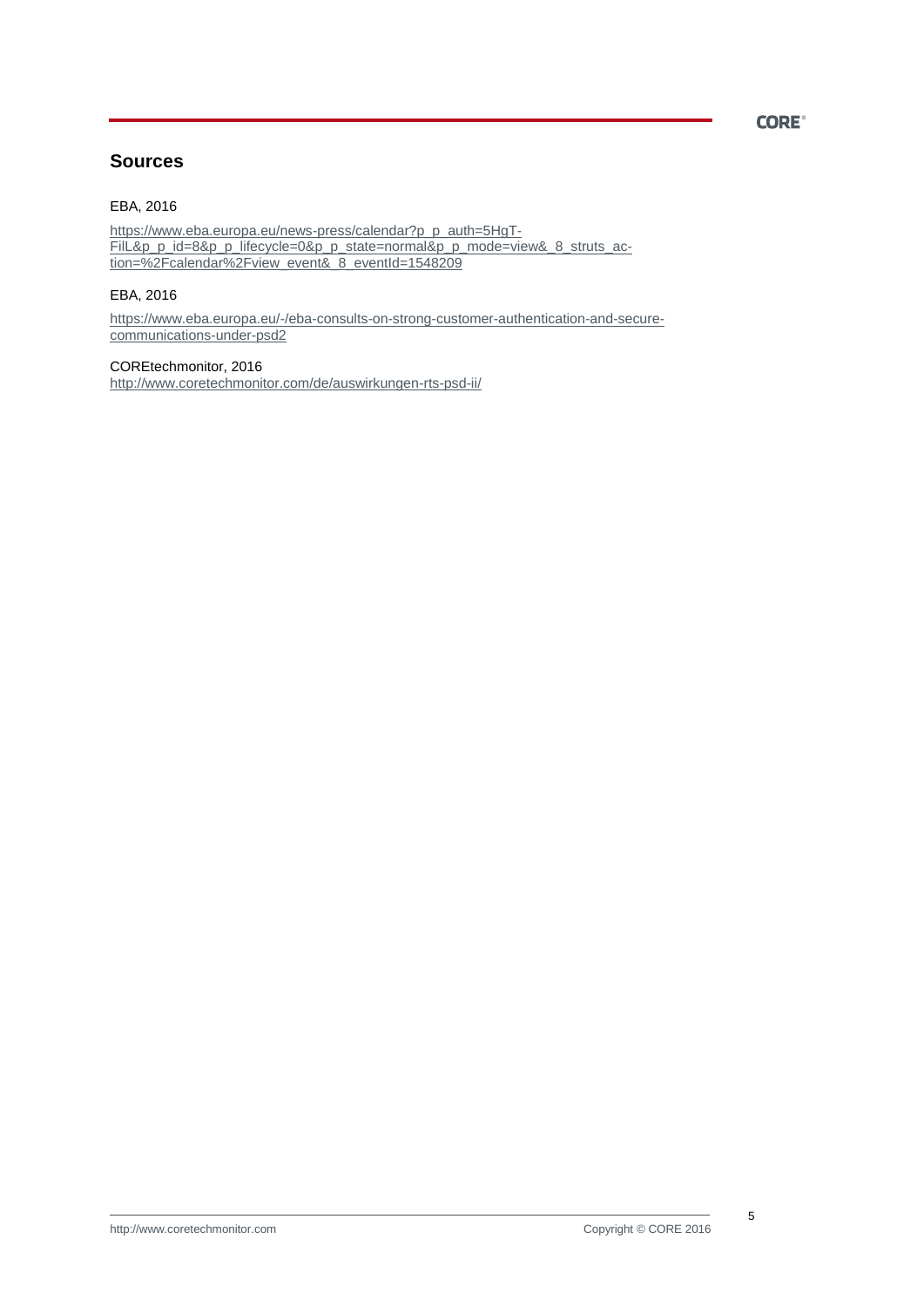## Sources

EBA, 2016

https://www.eba.europa.eu/news-press/calendar?p_p_auth=5HgT-FilL&p_p_id=8&p_p_lifecycle=0&p_p_state=normal&p_p_mode=view&_8_struts_action=%2Fcalendar%2Fview_event&_8_eventId=1548209

EBA, 2016

https://www.eba.europa.eu/-/eba-consults-on-strong-customer-authentication-and-secure-communications-under-psd2

COREtechmonitor, 2016
http://www.coretechmonitor.com/de/auswirkungen-rts-psd-ii/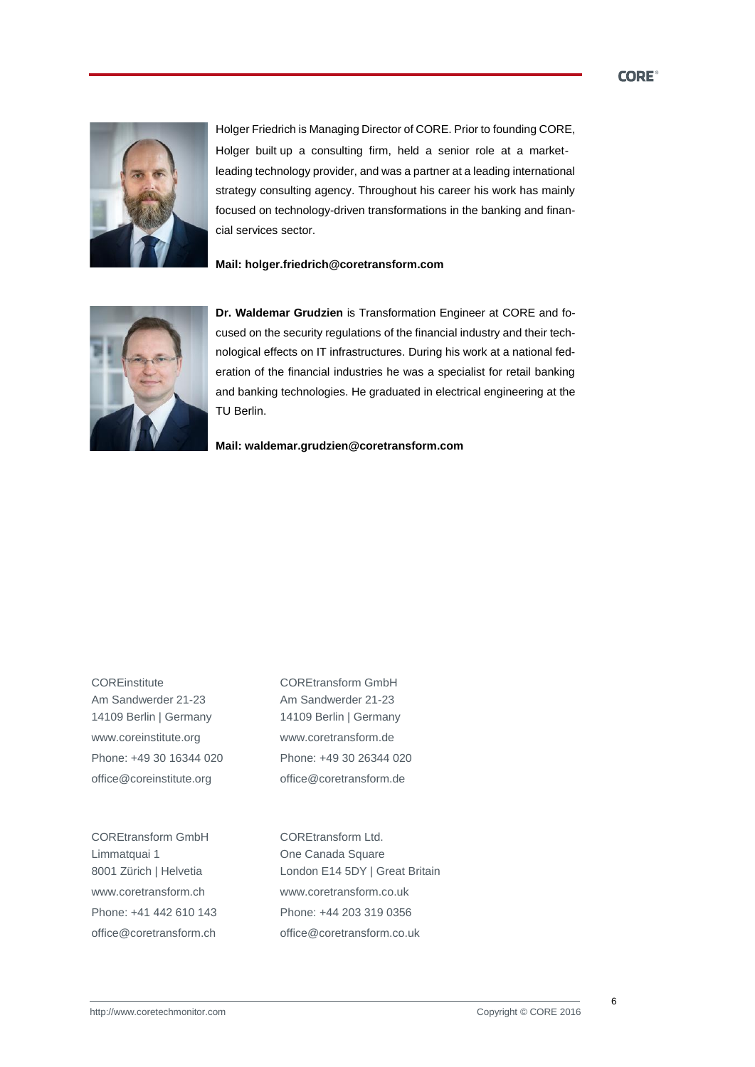Holger Friedrich is Managing Director of CORE. Prior to founding CORE, Holger built up a consulting firm, held a senior role at a market-leading technology provider, and was a partner at a leading international strategy consulting agency. Throughout his career his work has mainly focused on technology-driven transformations in the banking and financial services sector.

**Mail: holger.friedrich@coretransform.com**

**Dr. Waldemar Grudzien** is Transformation Engineer at CORE and focused on the security regulations of the financial industry and their technological effects on IT infrastructures. During his work at a national federation of the financial industries he was a specialist for retail banking and banking technologies. He graduated in electrical engineering at the TU Berlin.

**Mail: waldemar.grudzien@coretransform.com**

COREinstitute
Am Sandwerder 21-23
14109 Berlin | Germany
www.coreinstitute.org
Phone: +49 30 16344 020
office@coreinstitute.org

COREtransform GmbH
Am Sandwerder 21-23
14109 Berlin | Germany
www.coretransform.de
Phone: +49 30 26344 020
office@coretransform.de

COREtransform GmbH
Limmatquai 1
8001 Zürich | Helvetia
www.coretransform.ch
Phone: +41 442 610 143
office@coretransform.ch

COREtransform Ltd.
One Canada Square
London E14 5DY | Great Britain
www.coretransform.co.uk
Phone: +44 203 319 0356
office@coretransform.co.uk